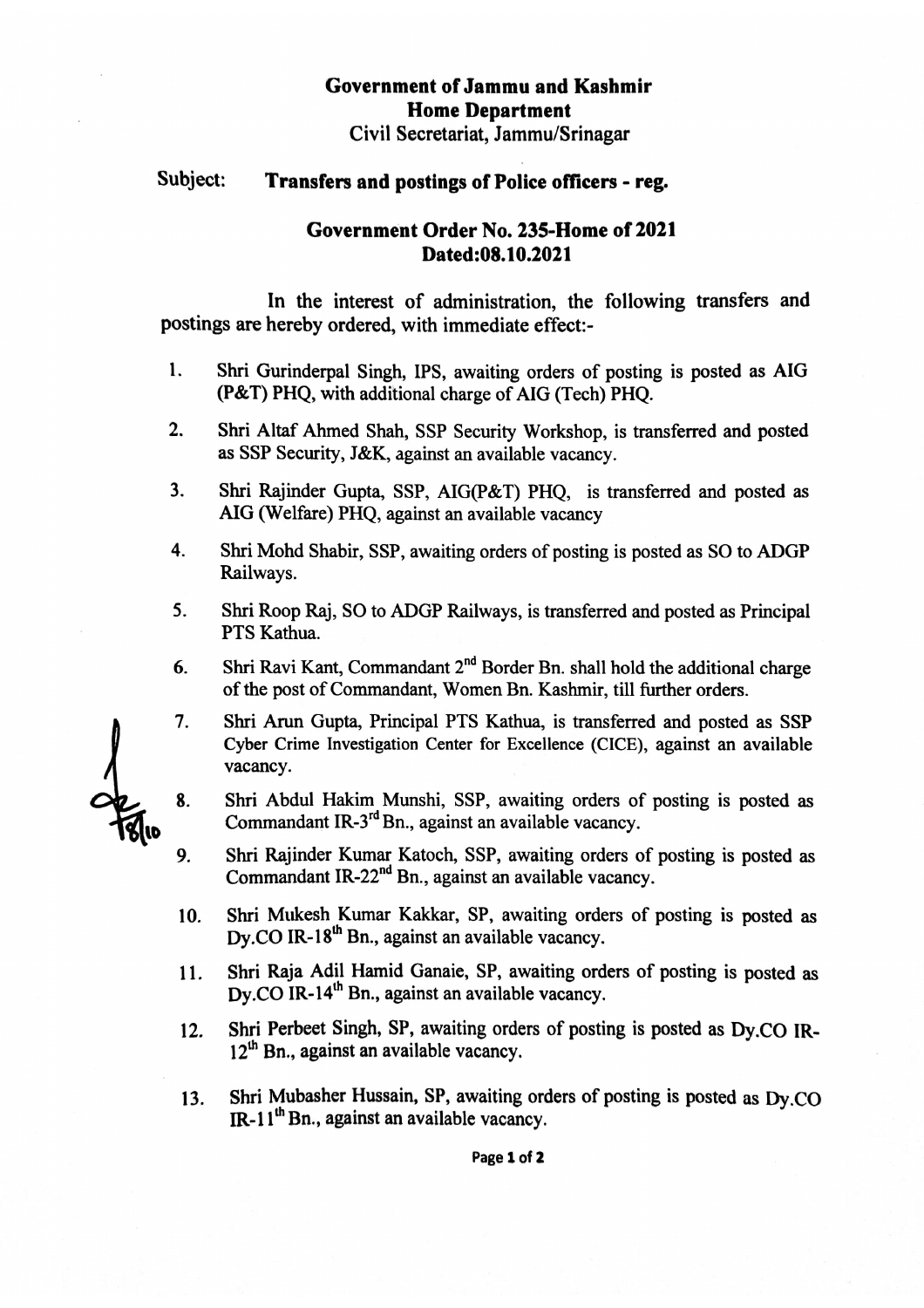**Government of Jammu and Kashmir**
**Home Department**
Civil Secretariat, Jammu/Srinagar

Subject: **Transfers and postings of Police officers - reg.**

**Government Order No. 235-Home of 2021**
**Dated:08.10.2021**

In the interest of administration, the following transfers and postings are hereby ordered, with immediate effect:-

1. Shri Gurinderpal Singh, IPS, awaiting orders of posting is posted as AIG (P&T) PHQ, with additional charge of AIG (Tech) PHQ.
2. Shri Altaf Ahmed Shah, SSP Security Workshop, is transferred and posted as SSP Security, J&K, against an available vacancy.
3. Shri Rajinder Gupta, SSP, AIG(P&T) PHQ, is transferred and posted as AIG (Welfare) PHQ, against an available vacancy
4. Shri Mohd Shabir, SSP, awaiting orders of posting is posted as SO to ADGP Railways.
5. Shri Roop Raj, SO to ADGP Railways, is transferred and posted as Principal PTS Kathua.
6. Shri Ravi Kant, Commandant 2nd Border Bn. shall hold the additional charge of the post of Commandant, Women Bn. Kashmir, till further orders.
7. Shri Arun Gupta, Principal PTS Kathua, is transferred and posted as SSP Cyber Crime Investigation Center for Excellence (CICE), against an available vacancy.
8. Shri Abdul Hakim Munshi, SSP, awaiting orders of posting is posted as Commandant IR-3rd Bn., against an available vacancy.
9. Shri Rajinder Kumar Katoch, SSP, awaiting orders of posting is posted as Commandant IR-22nd Bn., against an available vacancy.
10. Shri Mukesh Kumar Kakkar, SP, awaiting orders of posting is posted as Dy.CO IR-18th Bn., against an available vacancy.
11. Shri Raja Adil Hamid Ganaie, SP, awaiting orders of posting is posted as Dy.CO IR-14th Bn., against an available vacancy.
12. Shri Perbeet Singh, SP, awaiting orders of posting is posted as Dy.CO IR-12th Bn., against an available vacancy.
13. Shri Mubasher Hussain, SP, awaiting orders of posting is posted as Dy.CO IR-11th Bn., against an available vacancy.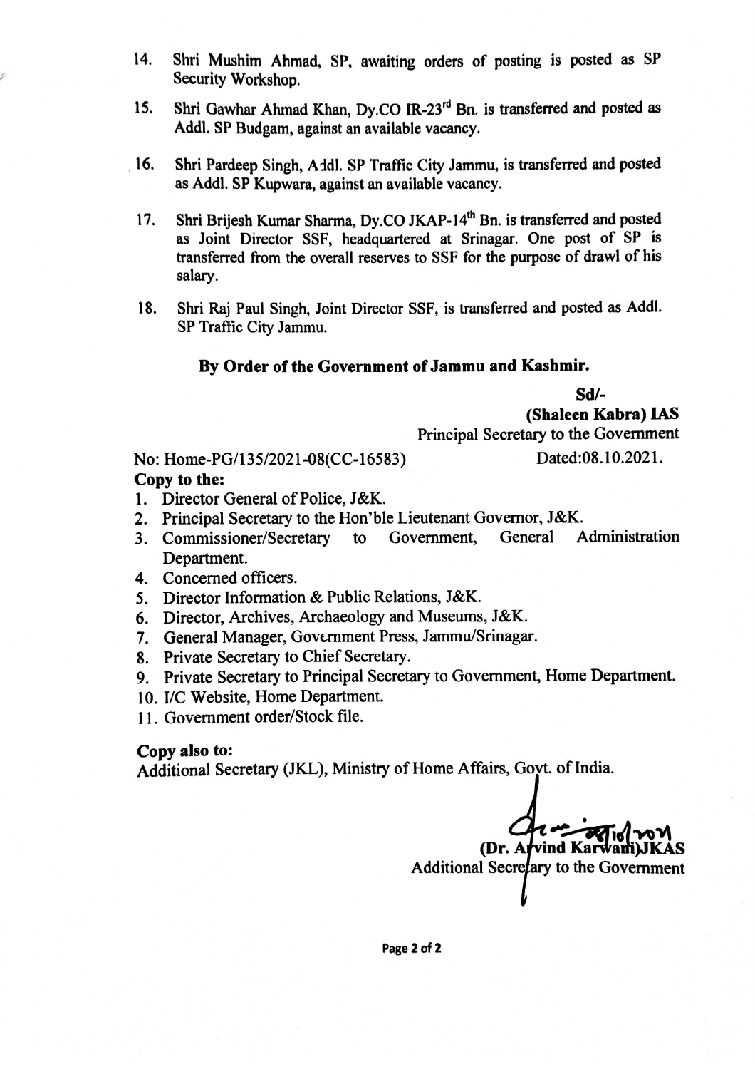14. Shri Mushim Ahmad, SP, awaiting orders of posting is posted as SP Security Workshop.

15. Shri Gawhar Ahmad Khan, Dy.CO IR-23rd Bn. is transferred and posted as Addl. SP Budgam, against an available vacancy.

16. Shri Pardeep Singh, Addl. SP Traffic City Jammu, is transferred and posted as Addl. SP Kupwara, against an available vacancy.

17. Shri Brijesh Kumar Sharma, Dy.CO JKAP-14th Bn. is transferred and posted as Joint Director SSF, headquartered at Srinagar. One post of SP is transferred from the overall reserves to SSF for the purpose of drawl of his salary.

18. Shri Raj Paul Singh, Joint Director SSF, is transferred and posted as Addl. SP Traffic City Jammu.

**By Order of the Government of Jammu and Kashmir.**

**Sd/-**

**(Shaleen Kabra) IAS**

Principal Secretary to the Government

No: Home-PG/135/2021-08(CC-16583) Dated:08.10.2021.

**Copy to the:**

1. Director General of Police, J&K.
2. Principal Secretary to the Hon'ble Lieutenant Governor, J&K.
3. Commissioner/Secretary to Government, General Administration Department.
4. Concerned officers.
5. Director Information & Public Relations, J&K.
6. Director, Archives, Archaeology and Museums, J&K.
7. General Manager, Government Press, Jammu/Srinagar.
8. Private Secretary to Chief Secretary.
9. Private Secretary to Principal Secretary to Government, Home Department.
10. I/C Website, Home Department.
11. Government order/Stock file.

**Copy also to:**

Additional Secretary (JKL), Ministry of Home Affairs, Govt. of India.

**(Dr. Arvind Karwani)JKAS**

Additional Secretary to the Government